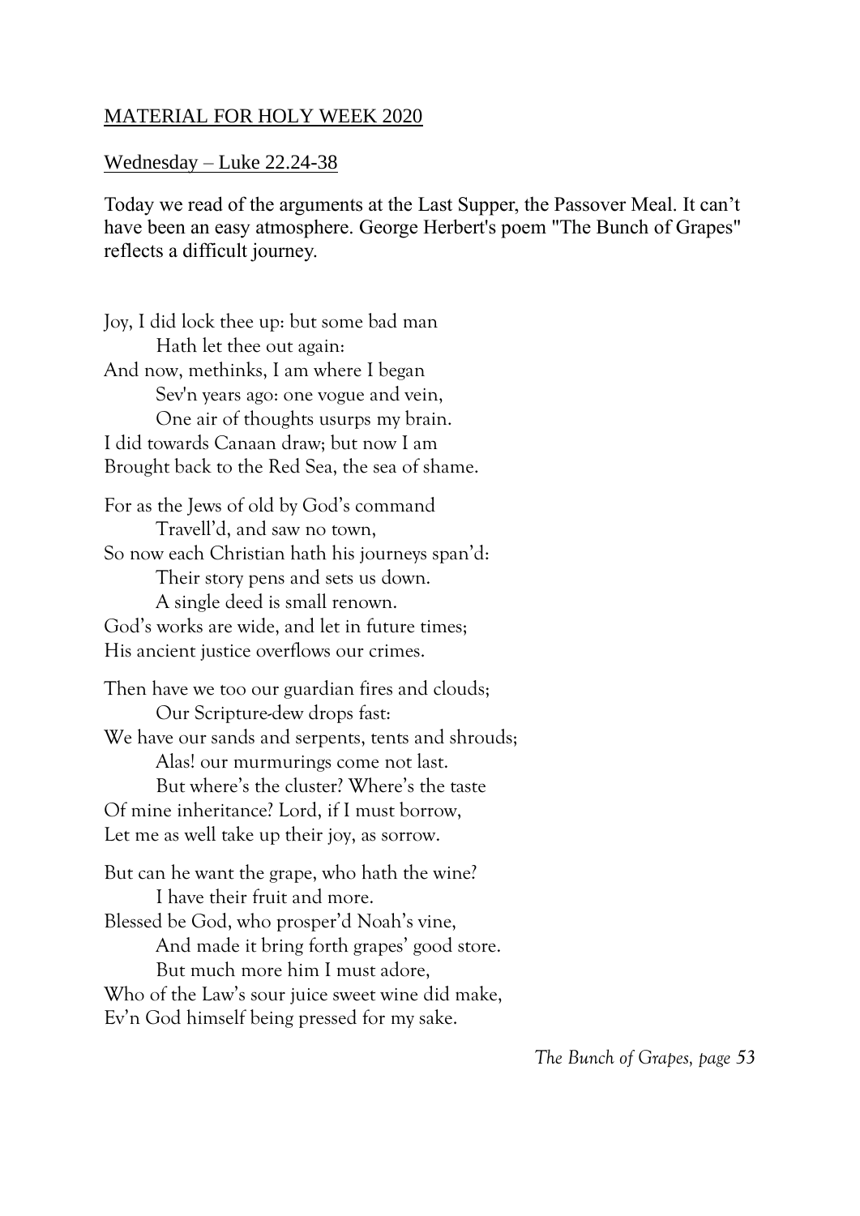MATERIAL FOR HOLY WEEK 2020

Wednesday – Luke 22.24-38

Today we read of the arguments at the Last Supper, the Passover Meal. It can't have been an easy atmosphere. George Herbert's poem "The Bunch of Grapes" reflects a difficult journey.

Joy, I did lock thee up: but some bad man  
Hath let thee out again:  
And now, methinks, I am where I began  
Sev'n years ago: one vogue and vein,  
One air of thoughts usurps my brain.  
I did towards Canaan draw; but now I am  
Brought back to the Red Sea, the sea of shame.

For as the Jews of old by God's command  
Travell'd, and saw no town,  
So now each Christian hath his journeys span'd:  
Their story pens and sets us down.  
A single deed is small renown.  
God's works are wide, and let in future times;  
His ancient justice overflows our crimes.

Then have we too our guardian fires and clouds;  
Our Scripture-dew drops fast:  
We have our sands and serpents, tents and shrouds;  
Alas! our murmurings come not last.  
But where's the cluster? Where's the taste  
Of mine inheritance? Lord, if I must borrow,  
Let me as well take up their joy, as sorrow.

But can he want the grape, who hath the wine?  
I have their fruit and more.  
Blessed be God, who prosper'd Noah's vine,  
And made it bring forth grapes' good store.  
But much more him I must adore,  
Who of the Law's sour juice sweet wine did make,  
Ev'n God himself being pressed for my sake.

*The Bunch of Grapes, page 53*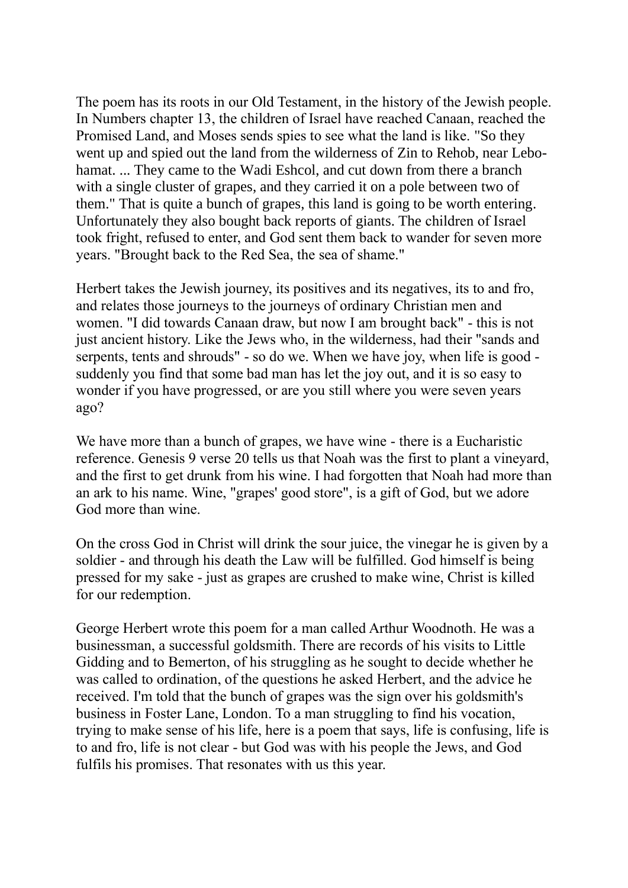The poem has its roots in our Old Testament, in the history of the Jewish people. In Numbers chapter 13, the children of Israel have reached Canaan, reached the Promised Land, and Moses sends spies to see what the land is like. "So they went up and spied out the land from the wilderness of Zin to Rehob, near Lebo-hamat. ... They came to the Wadi Eshcol, and cut down from there a branch with a single cluster of grapes, and they carried it on a pole between two of them." That is quite a bunch of grapes, this land is going to be worth entering. Unfortunately they also bought back reports of giants. The children of Israel took fright, refused to enter, and God sent them back to wander for seven more years. "Brought back to the Red Sea, the sea of shame."

Herbert takes the Jewish journey, its positives and its negatives, its to and fro, and relates those journeys to the journeys of ordinary Christian men and women. "I did towards Canaan draw, but now I am brought back" - this is not just ancient history. Like the Jews who, in the wilderness, had their "sands and serpents, tents and shrouds" - so do we. When we have joy, when life is good - suddenly you find that some bad man has let the joy out, and it is so easy to wonder if you have progressed, or are you still where you were seven years ago?

We have more than a bunch of grapes, we have wine - there is a Eucharistic reference. Genesis 9 verse 20 tells us that Noah was the first to plant a vineyard, and the first to get drunk from his wine. I had forgotten that Noah had more than an ark to his name. Wine, "grapes' good store", is a gift of God, but we adore God more than wine.

On the cross God in Christ will drink the sour juice, the vinegar he is given by a soldier - and through his death the Law will be fulfilled. God himself is being pressed for my sake - just as grapes are crushed to make wine, Christ is killed for our redemption.

George Herbert wrote this poem for a man called Arthur Woodnoth. He was a businessman, a successful goldsmith. There are records of his visits to Little Gidding and to Bemerton, of his struggling as he sought to decide whether he was called to ordination, of the questions he asked Herbert, and the advice he received. I'm told that the bunch of grapes was the sign over his goldsmith's business in Foster Lane, London. To a man struggling to find his vocation, trying to make sense of his life, here is a poem that says, life is confusing, life is to and fro, life is not clear - but God was with his people the Jews, and God fulfils his promises. That resonates with us this year.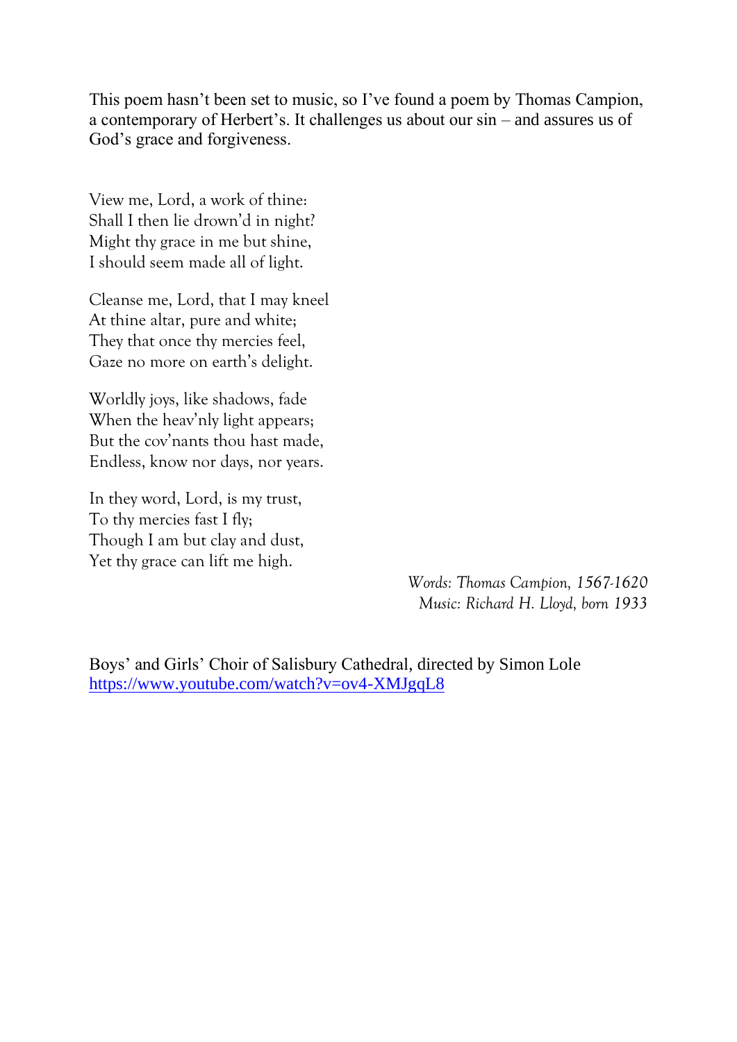This poem hasn't been set to music, so I've found a poem by Thomas Campion, a contemporary of Herbert's. It challenges us about our sin – and assures us of God's grace and forgiveness.

View me, Lord, a work of thine:  
Shall I then lie drown'd in night?  
Might thy grace in me but shine,  
I should seem made all of light.

Cleanse me, Lord, that I may kneel  
At thine altar, pure and white;  
They that once thy mercies feel,  
Gaze no more on earth's delight.

Worldly joys, like shadows, fade  
When the heav'nly light appears;  
But the cov'nants thou hast made,  
Endless, know nor days, nor years.

In they word, Lord, is my trust,  
To thy mercies fast I fly;  
Though I am but clay and dust,  
Yet thy grace can lift me high.

*Words: Thomas Campion, 1567-1620*  
*Music: Richard H. Lloyd, born 1933*

Boys' and Girls' Choir of Salisbury Cathedral, directed by Simon Lole  
https://www.youtube.com/watch?v=ov4-XMJgqL8